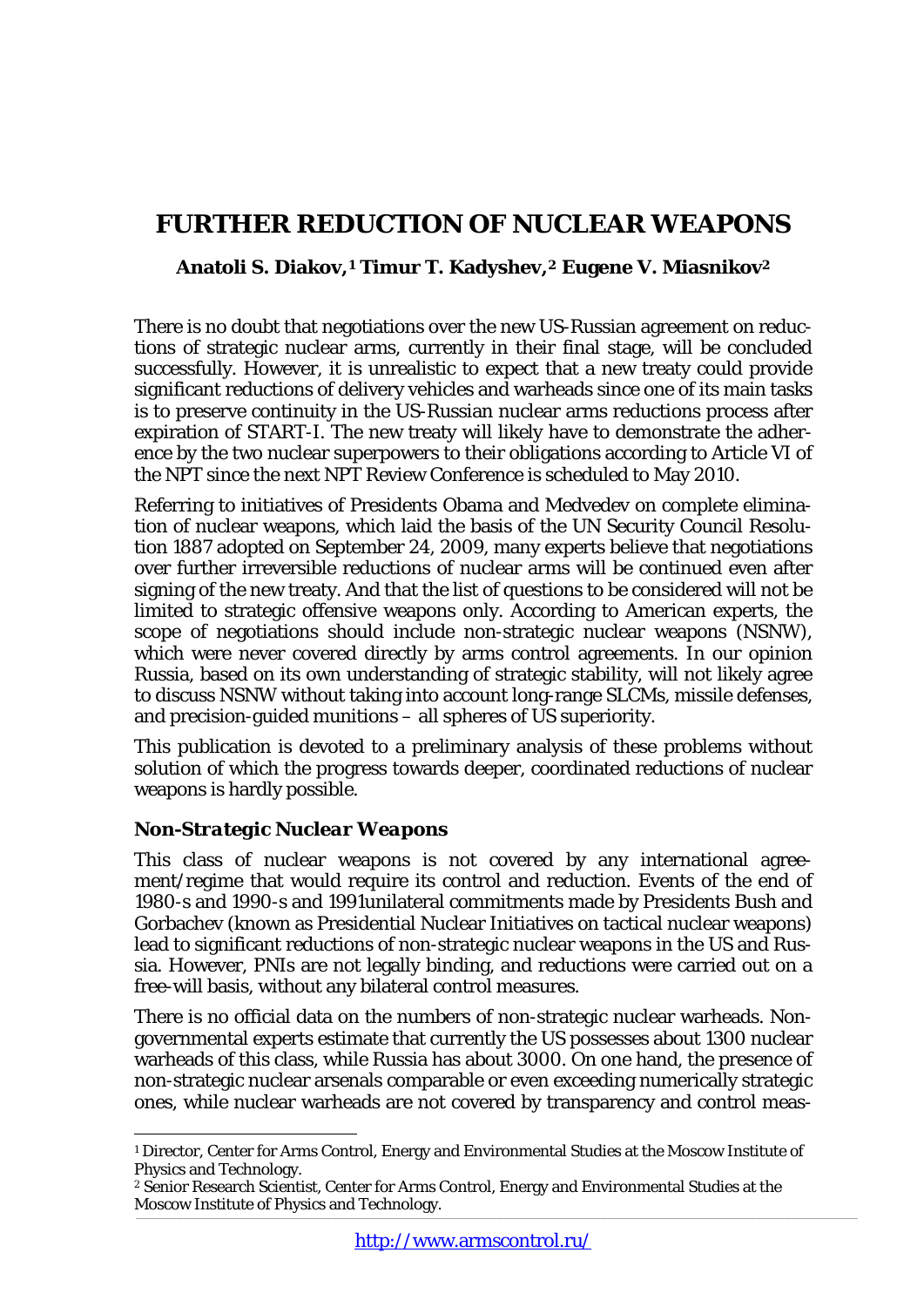# FURTHER REDUCTION OF NUCLEAR WEAPONS

**Anatoli S. Diakov,[1] Timur T. Kadyshev,[2] Eugene V. Miasnikov[2]**

There is no doubt that negotiations over the new US-Russian agreement on reductions of strategic nuclear arms, currently in their final stage, will be concluded successfully. However, it is unrealistic to expect that a new treaty could provide significant reductions of delivery vehicles and warheads since one of its main tasks is to preserve continuity in the US-Russian nuclear arms reductions process after expiration of START-I. The new treaty will likely have to demonstrate the adherence by the two nuclear superpowers to their obligations according to Article VI of the NPT since the next NPT Review Conference is scheduled to May 2010.

Referring to initiatives of Presidents Obama and Medvedev on complete elimination of nuclear weapons, which laid the basis of the UN Security Council Resolution 1887 adopted on September 24, 2009, many experts believe that negotiations over further irreversible reductions of nuclear arms will be continued even after signing of the new treaty. And that the list of questions to be considered will not be limited to strategic offensive weapons only. According to American experts, the scope of negotiations should include non-strategic nuclear weapons (NSNW), which were never covered directly by arms control agreements. In our opinion Russia, based on its own understanding of strategic stability, will not likely agree to discuss NSNW without taking into account long-range SLCMs, missile defenses, and precision-guided munitions – all spheres of US superiority.

This publication is devoted to a preliminary analysis of these problems without solution of which the progress towards deeper, coordinated reductions of nuclear weapons is hardly possible.

### *Non-Strategic Nuclear Weapons*

This class of nuclear weapons is not covered by any international agreement/regime that would require its control and reduction. Events of the end of 1980-s and 1990-s and 1991unilateral commitments made by Presidents Bush and Gorbachev (known as Presidential Nuclear Initiatives on tactical nuclear weapons) lead to significant reductions of non-strategic nuclear weapons in the US and Russia. However, PNIs are not legally binding, and reductions were carried out on a free-will basis, without any bilateral control measures.

There is no official data on the numbers of non-strategic nuclear warheads. Non-governmental experts estimate that currently the US possesses about 1300 nuclear warheads of this class, while Russia has about 3000. On one hand, the presence of non-strategic nuclear arsenals comparable or even exceeding numerically strategic ones, while nuclear warheads are not covered by transparency and control meas-

---

[1] Director, Center for Arms Control, Energy and Environmental Studies at the Moscow Institute of Physics and Technology.

[2] Senior Research Scientist, Center for Arms Control, Energy and Environmental Studies at the Moscow Institute of Physics and Technology.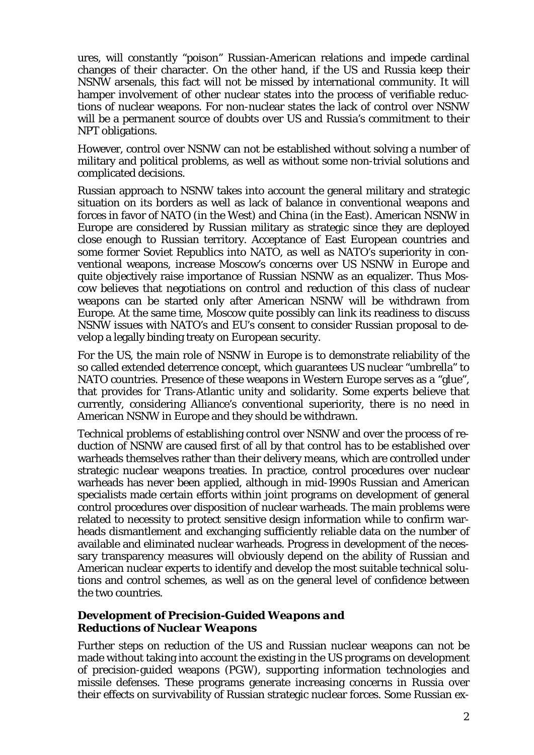ures, will constantly "poison" Russian-American relations and impede cardinal changes of their character. On the other hand, if the US and Russia keep their NSNW arsenals, this fact will not be missed by international community. It will hamper involvement of other nuclear states into the process of verifiable reductions of nuclear weapons. For non-nuclear states the lack of control over NSNW will be a permanent source of doubts over US and Russia's commitment to their NPT obligations.

However, control over NSNW can not be established without solving a number of military and political problems, as well as without some non-trivial solutions and complicated decisions.

Russian approach to NSNW takes into account the general military and strategic situation on its borders as well as lack of balance in conventional weapons and forces in favor of NATO (in the West) and China (in the East). American NSNW in Europe are considered by Russian military as strategic since they are deployed close enough to Russian territory. Acceptance of East European countries and some former Soviet Republics into NATO, as well as NATO's superiority in conventional weapons, increase Moscow's concerns over US NSNW in Europe and quite objectively raise importance of Russian NSNW as an equalizer. Thus Moscow believes that negotiations on control and reduction of this class of nuclear weapons can be started only after American NSNW will be withdrawn from Europe. At the same time, Moscow quite possibly can link its readiness to discuss NSNW issues with NATO's and EU's consent to consider Russian proposal to develop a legally binding treaty on European security.

For the US, the main role of NSNW in Europe is to demonstrate reliability of the so called extended deterrence concept, which guarantees US nuclear "umbrella" to NATO countries. Presence of these weapons in Western Europe serves as a "glue", that provides for Trans-Atlantic unity and solidarity. Some experts believe that currently, considering Alliance's conventional superiority, there is no need in American NSNW in Europe and they should be withdrawn.

Technical problems of establishing control over NSNW and over the process of reduction of NSNW are caused first of all by that control has to be established over warheads themselves rather than their delivery means, which are controlled under strategic nuclear weapons treaties. In practice, control procedures over nuclear warheads has never been applied, although in mid-1990s Russian and American specialists made certain efforts within joint programs on development of general control procedures over disposition of nuclear warheads. The main problems were related to necessity to protect sensitive design information while to confirm warheads dismantlement and exchanging sufficiently reliable data on the number of available and eliminated nuclear warheads. Progress in development of the necessary transparency measures will obviously depend on the ability of Russian and American nuclear experts to identify and develop the most suitable technical solutions and control schemes, as well as on the general level of confidence between the two countries.

### *Development of Precision-Guided Weapons and Reductions of Nuclear Weapons*

Further steps on reduction of the US and Russian nuclear weapons can not be made without taking into account the existing in the US programs on development of precision-guided weapons (PGW), supporting information technologies and missile defenses. These programs generate increasing concerns in Russia over their effects on survivability of Russian strategic nuclear forces. Some Russian ex-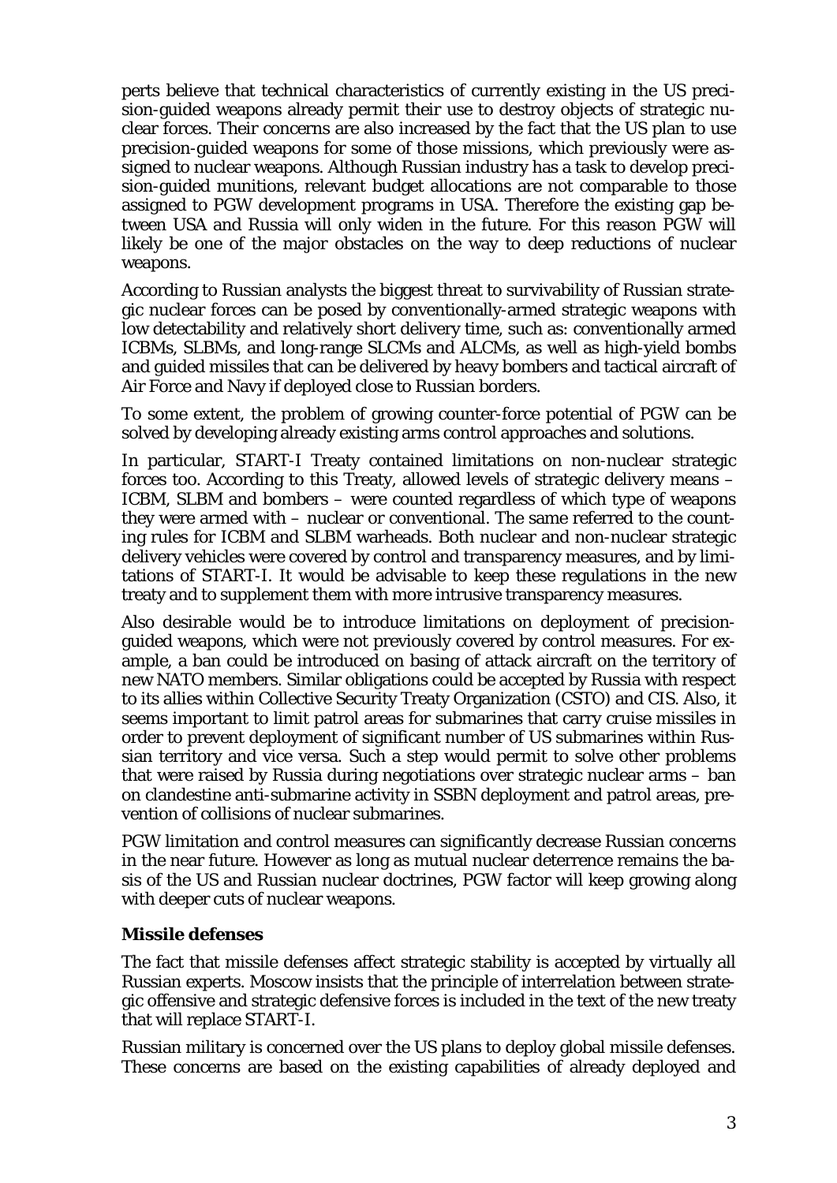perts believe that technical characteristics of currently existing in the US precision-guided weapons already permit their use to destroy objects of strategic nuclear forces. Their concerns are also increased by the fact that the US plan to use precision-guided weapons for some of those missions, which previously were assigned to nuclear weapons. Although Russian industry has a task to develop precision-guided munitions, relevant budget allocations are not comparable to those assigned to PGW development programs in USA. Therefore the existing gap between USA and Russia will only widen in the future. For this reason PGW will likely be one of the major obstacles on the way to deep reductions of nuclear weapons.

According to Russian analysts the biggest threat to survivability of Russian strategic nuclear forces can be posed by conventionally-armed strategic weapons with low detectability and relatively short delivery time, such as: conventionally armed ICBMs, SLBMs, and long-range SLCMs and ALCMs, as well as high-yield bombs and guided missiles that can be delivered by heavy bombers and tactical aircraft of Air Force and Navy if deployed close to Russian borders.

To some extent, the problem of growing counter-force potential of PGW can be solved by developing already existing arms control approaches and solutions.

In particular, START-I Treaty contained limitations on non-nuclear strategic forces too. According to this Treaty, allowed levels of strategic delivery means – ICBM, SLBM and bombers – were counted regardless of which type of weapons they were armed with – nuclear or conventional. The same referred to the counting rules for ICBM and SLBM warheads. Both nuclear and non-nuclear strategic delivery vehicles were covered by control and transparency measures, and by limitations of START-I. It would be advisable to keep these regulations in the new treaty and to supplement them with more intrusive transparency measures.

Also desirable would be to introduce limitations on deployment of precision-guided weapons, which were not previously covered by control measures. For example, a ban could be introduced on basing of attack aircraft on the territory of new NATO members. Similar obligations could be accepted by Russia with respect to its allies within Collective Security Treaty Organization (CSTO) and CIS. Also, it seems important to limit patrol areas for submarines that carry cruise missiles in order to prevent deployment of significant number of US submarines within Russian territory and vice versa. Such a step would permit to solve other problems that were raised by Russia during negotiations over strategic nuclear arms – ban on clandestine anti-submarine activity in SSBN deployment and patrol areas, prevention of collisions of nuclear submarines.

PGW limitation and control measures can significantly decrease Russian concerns in the near future. However as long as mutual nuclear deterrence remains the basis of the US and Russian nuclear doctrines, PGW factor will keep growing along with deeper cuts of nuclear weapons.

**Missile defenses**

The fact that missile defenses affect strategic stability is accepted by virtually all Russian experts. Moscow insists that the principle of interrelation between strategic offensive and strategic defensive forces is included in the text of the new treaty that will replace START-I.

Russian military is concerned over the US plans to deploy global missile defenses. These concerns are based on the existing capabilities of already deployed and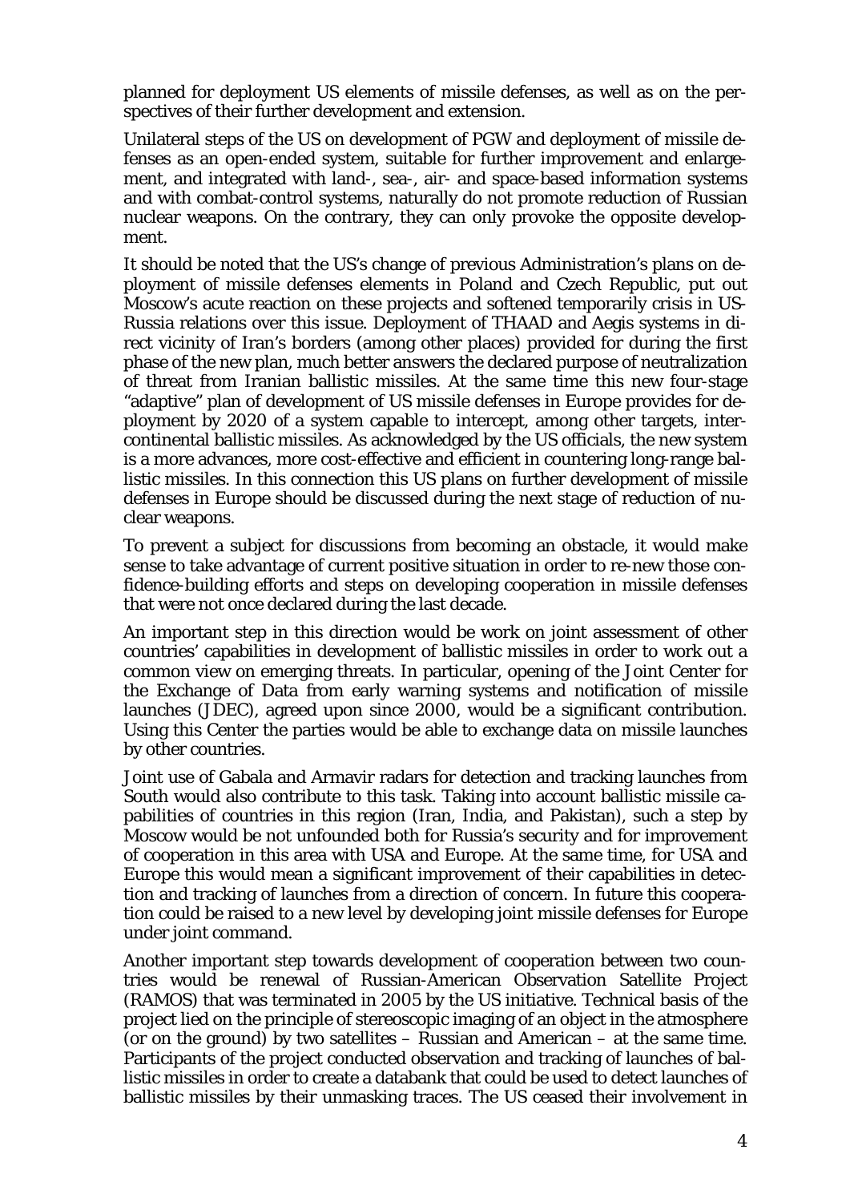planned for deployment US elements of missile defenses, as well as on the perspectives of their further development and extension.

Unilateral steps of the US on development of PGW and deployment of missile defenses as an open-ended system, suitable for further improvement and enlargement, and integrated with land-, sea-, air- and space-based information systems and with combat-control systems, naturally do not promote reduction of Russian nuclear weapons. On the contrary, they can only provoke the opposite development.

It should be noted that the US's change of previous Administration's plans on deployment of missile defenses elements in Poland and Czech Republic, put out Moscow's acute reaction on these projects and softened temporarily crisis in US-Russia relations over this issue. Deployment of THAAD and Aegis systems in direct vicinity of Iran's borders (among other places) provided for during the first phase of the new plan, much better answers the declared purpose of neutralization of threat from Iranian ballistic missiles. At the same time this new four-stage "adaptive" plan of development of US missile defenses in Europe provides for deployment by 2020 of a system capable to intercept, among other targets, intercontinental ballistic missiles. As acknowledged by the US officials, the new system is a more advances, more cost-effective and efficient in countering long-range ballistic missiles. In this connection this US plans on further development of missile defenses in Europe should be discussed during the next stage of reduction of nuclear weapons.

To prevent a subject for discussions from becoming an obstacle, it would make sense to take advantage of current positive situation in order to re-new those confidence-building efforts and steps on developing cooperation in missile defenses that were not once declared during the last decade.

An important step in this direction would be work on joint assessment of other countries' capabilities in development of ballistic missiles in order to work out a common view on emerging threats. In particular, opening of the Joint Center for the Exchange of Data from early warning systems and notification of missile launches (JDEC), agreed upon since 2000, would be a significant contribution. Using this Center the parties would be able to exchange data on missile launches by other countries.

Joint use of Gabala and Armavir radars for detection and tracking launches from South would also contribute to this task. Taking into account ballistic missile capabilities of countries in this region (Iran, India, and Pakistan), such a step by Moscow would be not unfounded both for Russia's security and for improvement of cooperation in this area with USA and Europe. At the same time, for USA and Europe this would mean a significant improvement of their capabilities in detection and tracking of launches from a direction of concern. In future this cooperation could be raised to a new level by developing joint missile defenses for Europe under joint command.

Another important step towards development of cooperation between two countries would be renewal of Russian-American Observation Satellite Project (RAMOS) that was terminated in 2005 by the US initiative. Technical basis of the project lied on the principle of stereoscopic imaging of an object in the atmosphere (or on the ground) by two satellites – Russian and American – at the same time. Participants of the project conducted observation and tracking of launches of ballistic missiles in order to create a databank that could be used to detect launches of ballistic missiles by their unmasking traces. The US ceased their involvement in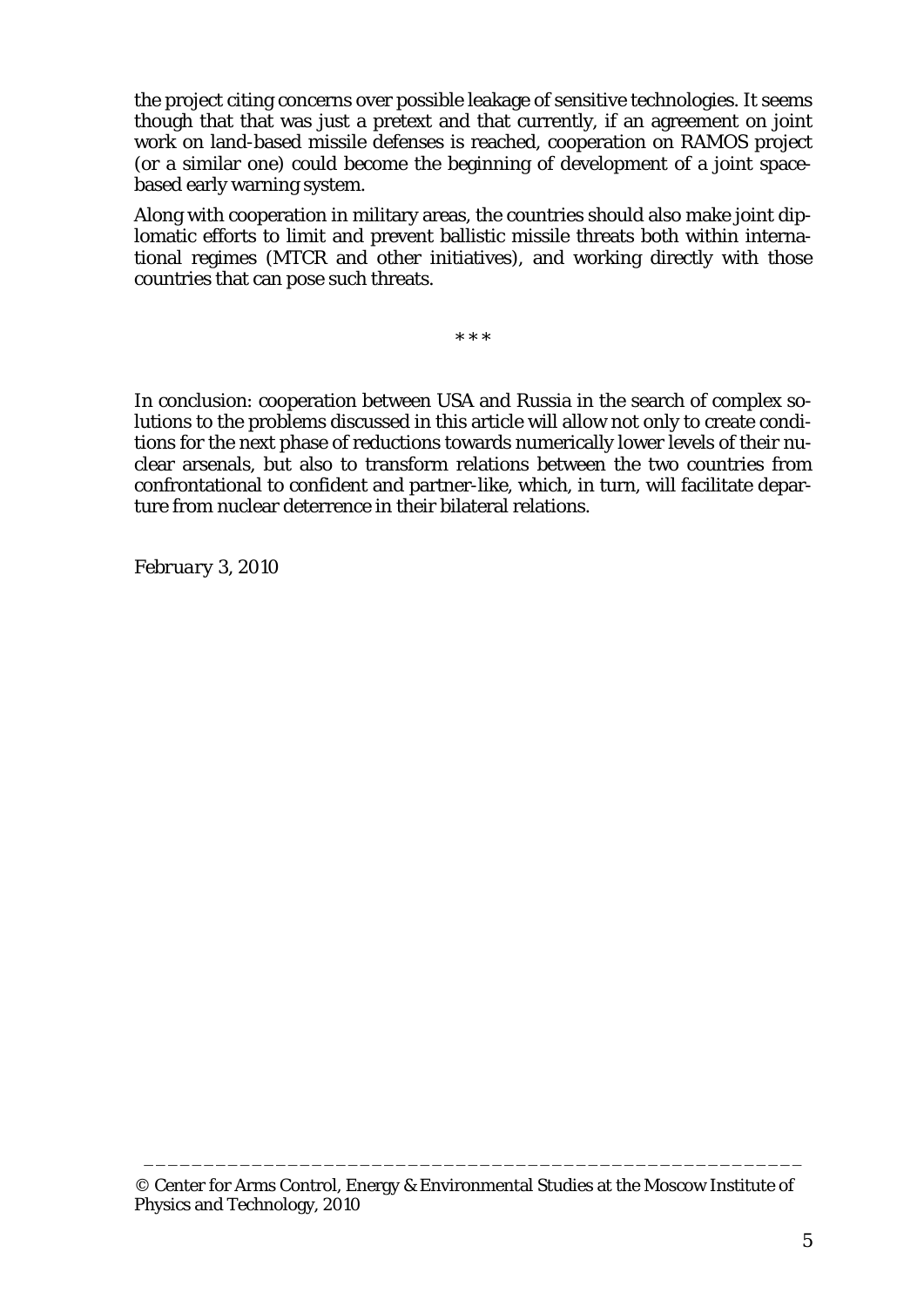the project citing concerns over possible leakage of sensitive technologies. It seems though that that was just a pretext and that currently, if an agreement on joint work on land-based missile defenses is reached, cooperation on RAMOS project (or a similar one) could become the beginning of development of a joint space-based early warning system.

Along with cooperation in military areas, the countries should also make joint diplomatic efforts to limit and prevent ballistic missile threats both within international regimes (MTCR and other initiatives), and working directly with those countries that can pose such threats.

\* \* \*

In conclusion: cooperation between USA and Russia in the search of complex solutions to the problems discussed in this article will allow not only to create conditions for the next phase of reductions towards numerically lower levels of their nuclear arsenals, but also to transform relations between the two countries from confrontational to confident and partner-like, which, in turn, will facilitate departure from nuclear deterrence in their bilateral relations.

*February 3, 2010*

© Center for Arms Control, Energy & Environmental Studies at the Moscow Institute of Physics and Technology, 2010